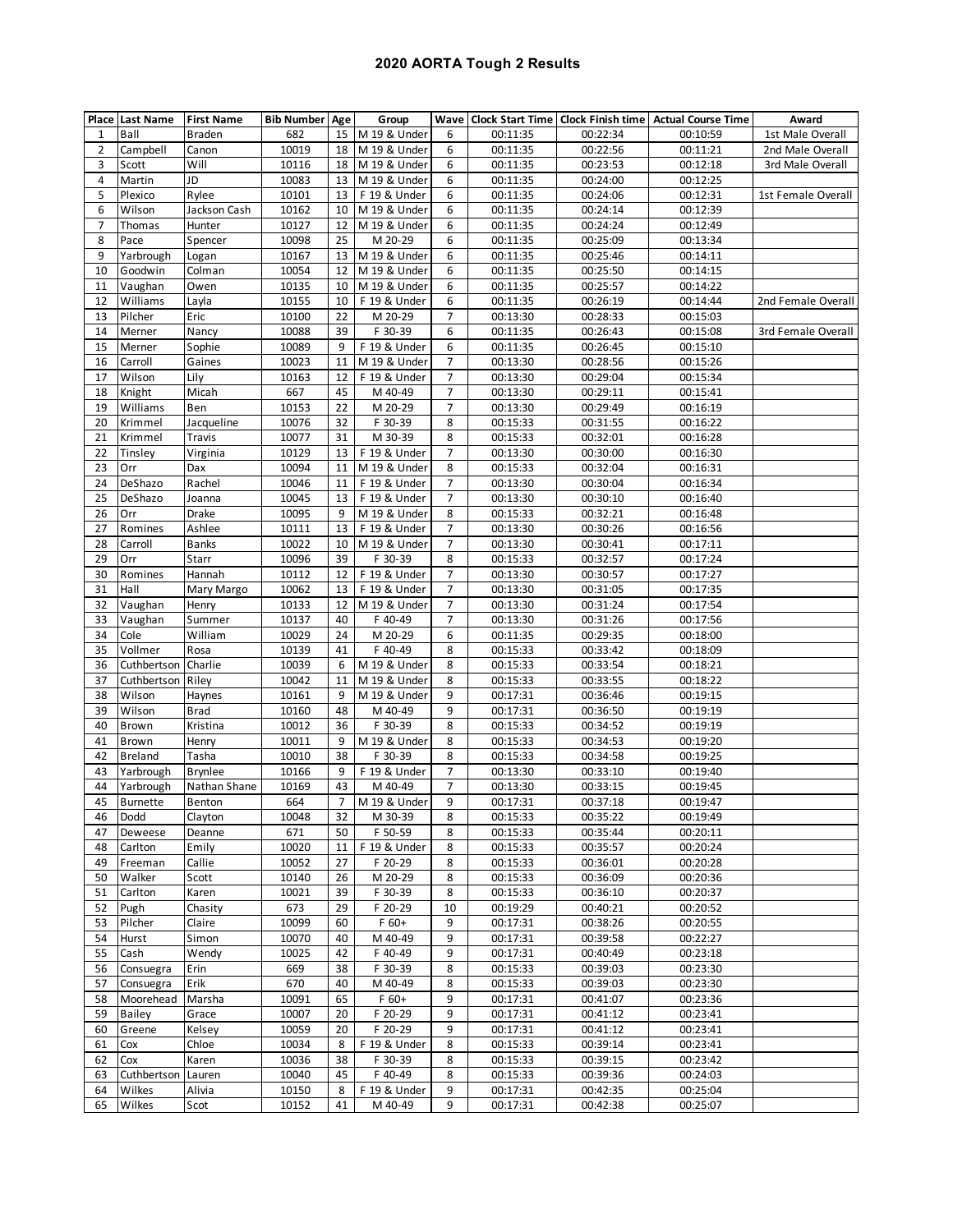# 2020 AORTA Tough 2 Results

| Place | Last Name | First Name | Bib Number | Age | Group | Wave | Clock Start Time | Clock Finish time | Actual Course Time | Award |
|---|---|---|---|---|---|---|---|---|---|---|
| 1 | Ball | Braden | 682 | 15 | M 19 & Under | 6 | 00:11:35 | 00:22:34 | 00:10:59 | 1st Male Overall |
| 2 | Campbell | Canon | 10019 | 18 | M 19 & Under | 6 | 00:11:35 | 00:22:56 | 00:11:21 | 2nd Male Overall |
| 3 | Scott | Will | 10116 | 18 | M 19 & Under | 6 | 00:11:35 | 00:23:53 | 00:12:18 | 3rd Male Overall |
| 4 | Martin | JD | 10083 | 13 | M 19 & Under | 6 | 00:11:35 | 00:24:00 | 00:12:25 | |
| 5 | Plexico | Rylee | 10101 | 13 | F 19 & Under | 6 | 00:11:35 | 00:24:06 | 00:12:31 | 1st Female Overall |
| 6 | Wilson | Jackson Cash | 10162 | 10 | M 19 & Under | 6 | 00:11:35 | 00:24:14 | 00:12:39 | |
| 7 | Thomas | Hunter | 10127 | 12 | M 19 & Under | 6 | 00:11:35 | 00:24:24 | 00:12:49 | |
| 8 | Pace | Spencer | 10098 | 25 | M 20-29 | 6 | 00:11:35 | 00:25:09 | 00:13:34 | |
| 9 | Yarbrough | Logan | 10167 | 13 | M 19 & Under | 6 | 00:11:35 | 00:25:46 | 00:14:11 | |
| 10 | Goodwin | Colman | 10054 | 12 | M 19 & Under | 6 | 00:11:35 | 00:25:50 | 00:14:15 | |
| 11 | Vaughan | Owen | 10135 | 10 | M 19 & Under | 6 | 00:11:35 | 00:25:57 | 00:14:22 | |
| 12 | Williams | Layla | 10155 | 10 | F 19 & Under | 6 | 00:11:35 | 00:26:19 | 00:14:44 | 2nd Female Overall |
| 13 | Pilcher | Eric | 10100 | 22 | M 20-29 | 7 | 00:13:30 | 00:28:33 | 00:15:03 | |
| 14 | Merner | Nancy | 10088 | 39 | F 30-39 | 6 | 00:11:35 | 00:26:43 | 00:15:08 | 3rd Female Overall |
| 15 | Merner | Sophie | 10089 | 9 | F 19 & Under | 6 | 00:11:35 | 00:26:45 | 00:15:10 | |
| 16 | Carroll | Gaines | 10023 | 11 | M 19 & Under | 7 | 00:13:30 | 00:28:56 | 00:15:26 | |
| 17 | Wilson | Lily | 10163 | 12 | F 19 & Under | 7 | 00:13:30 | 00:29:04 | 00:15:34 | |
| 18 | Knight | Micah | 667 | 45 | M 40-49 | 7 | 00:13:30 | 00:29:11 | 00:15:41 | |
| 19 | Williams | Ben | 10153 | 22 | M 20-29 | 7 | 00:13:30 | 00:29:49 | 00:16:19 | |
| 20 | Krimmel | Jacqueline | 10076 | 32 | F 30-39 | 8 | 00:15:33 | 00:31:55 | 00:16:22 | |
| 21 | Krimmel | Travis | 10077 | 31 | M 30-39 | 8 | 00:15:33 | 00:32:01 | 00:16:28 | |
| 22 | Tinsley | Virginia | 10129 | 13 | F 19 & Under | 7 | 00:13:30 | 00:30:00 | 00:16:30 | |
| 23 | Orr | Dax | 10094 | 11 | M 19 & Under | 8 | 00:15:33 | 00:32:04 | 00:16:31 | |
| 24 | DeShazo | Rachel | 10046 | 11 | F 19 & Under | 7 | 00:13:30 | 00:30:04 | 00:16:34 | |
| 25 | DeShazo | Joanna | 10045 | 13 | F 19 & Under | 7 | 00:13:30 | 00:30:10 | 00:16:40 | |
| 26 | Orr | Drake | 10095 | 9 | M 19 & Under | 8 | 00:15:33 | 00:32:21 | 00:16:48 | |
| 27 | Romines | Ashlee | 10111 | 13 | F 19 & Under | 7 | 00:13:30 | 00:30:26 | 00:16:56 | |
| 28 | Carroll | Banks | 10022 | 10 | M 19 & Under | 7 | 00:13:30 | 00:30:41 | 00:17:11 | |
| 29 | Orr | Starr | 10096 | 39 | F 30-39 | 8 | 00:15:33 | 00:32:57 | 00:17:24 | |
| 30 | Romines | Hannah | 10112 | 12 | F 19 & Under | 7 | 00:13:30 | 00:30:57 | 00:17:27 | |
| 31 | Hall | Mary Margo | 10062 | 13 | F 19 & Under | 7 | 00:13:30 | 00:31:05 | 00:17:35 | |
| 32 | Vaughan | Henry | 10133 | 12 | M 19 & Under | 7 | 00:13:30 | 00:31:24 | 00:17:54 | |
| 33 | Vaughan | Summer | 10137 | 40 | F 40-49 | 7 | 00:13:30 | 00:31:26 | 00:17:56 | |
| 34 | Cole | William | 10029 | 24 | M 20-29 | 6 | 00:11:35 | 00:29:35 | 00:18:00 | |
| 35 | Vollmer | Rosa | 10139 | 41 | F 40-49 | 8 | 00:15:33 | 00:33:42 | 00:18:09 | |
| 36 | Cuthbertson | Charlie | 10039 | 6 | M 19 & Under | 8 | 00:15:33 | 00:33:54 | 00:18:21 | |
| 37 | Cuthbertson | Riley | 10042 | 11 | M 19 & Under | 8 | 00:15:33 | 00:33:55 | 00:18:22 | |
| 38 | Wilson | Haynes | 10161 | 9 | M 19 & Under | 9 | 00:17:31 | 00:36:46 | 00:19:15 | |
| 39 | Wilson | Brad | 10160 | 48 | M 40-49 | 9 | 00:17:31 | 00:36:50 | 00:19:19 | |
| 40 | Brown | Kristina | 10012 | 36 | F 30-39 | 8 | 00:15:33 | 00:34:52 | 00:19:19 | |
| 41 | Brown | Henry | 10011 | 9 | M 19 & Under | 8 | 00:15:33 | 00:34:53 | 00:19:20 | |
| 42 | Breland | Tasha | 10010 | 38 | F 30-39 | 8 | 00:15:33 | 00:34:58 | 00:19:25 | |
| 43 | Yarbrough | Brynlee | 10166 | 9 | F 19 & Under | 7 | 00:13:30 | 00:33:10 | 00:19:40 | |
| 44 | Yarbrough | Nathan Shane | 10169 | 43 | M 40-49 | 7 | 00:13:30 | 00:33:15 | 00:19:45 | |
| 45 | Burnette | Benton | 664 | 7 | M 19 & Under | 9 | 00:17:31 | 00:37:18 | 00:19:47 | |
| 46 | Dodd | Clayton | 10048 | 32 | M 30-39 | 8 | 00:15:33 | 00:35:22 | 00:19:49 | |
| 47 | Deweese | Deanne | 671 | 50 | F 50-59 | 8 | 00:15:33 | 00:35:44 | 00:20:11 | |
| 48 | Carlton | Emily | 10020 | 11 | F 19 & Under | 8 | 00:15:33 | 00:35:57 | 00:20:24 | |
| 49 | Freeman | Callie | 10052 | 27 | F 20-29 | 8 | 00:15:33 | 00:36:01 | 00:20:28 | |
| 50 | Walker | Scott | 10140 | 26 | M 20-29 | 8 | 00:15:33 | 00:36:09 | 00:20:36 | |
| 51 | Carlton | Karen | 10021 | 39 | F 30-39 | 8 | 00:15:33 | 00:36:10 | 00:20:37 | |
| 52 | Pugh | Chasity | 673 | 29 | F 20-29 | 10 | 00:19:29 | 00:40:21 | 00:20:52 | |
| 53 | Pilcher | Claire | 10099 | 60 | F 60+ | 9 | 00:17:31 | 00:38:26 | 00:20:55 | |
| 54 | Hurst | Simon | 10070 | 40 | M 40-49 | 9 | 00:17:31 | 00:39:58 | 00:22:27 | |
| 55 | Cash | Wendy | 10025 | 42 | F 40-49 | 9 | 00:17:31 | 00:40:49 | 00:23:18 | |
| 56 | Consuegra | Erin | 669 | 38 | F 30-39 | 8 | 00:15:33 | 00:39:03 | 00:23:30 | |
| 57 | Consuegra | Erik | 670 | 40 | M 40-49 | 8 | 00:15:33 | 00:39:03 | 00:23:30 | |
| 58 | Moorehead | Marsha | 10091 | 65 | F 60+ | 9 | 00:17:31 | 00:41:07 | 00:23:36 | |
| 59 | Bailey | Grace | 10007 | 20 | F 20-29 | 9 | 00:17:31 | 00:41:12 | 00:23:41 | |
| 60 | Greene | Kelsey | 10059 | 20 | F 20-29 | 9 | 00:17:31 | 00:41:12 | 00:23:41 | |
| 61 | Cox | Chloe | 10034 | 8 | F 19 & Under | 8 | 00:15:33 | 00:39:14 | 00:23:41 | |
| 62 | Cox | Karen | 10036 | 38 | F 30-39 | 8 | 00:15:33 | 00:39:15 | 00:23:42 | |
| 63 | Cuthbertson | Lauren | 10040 | 45 | F 40-49 | 8 | 00:15:33 | 00:39:36 | 00:24:03 | |
| 64 | Wilkes | Alivia | 10150 | 8 | F 19 & Under | 9 | 00:17:31 | 00:42:35 | 00:25:04 | |
| 65 | Wilkes | Scot | 10152 | 41 | M 40-49 | 9 | 00:17:31 | 00:42:38 | 00:25:07 | |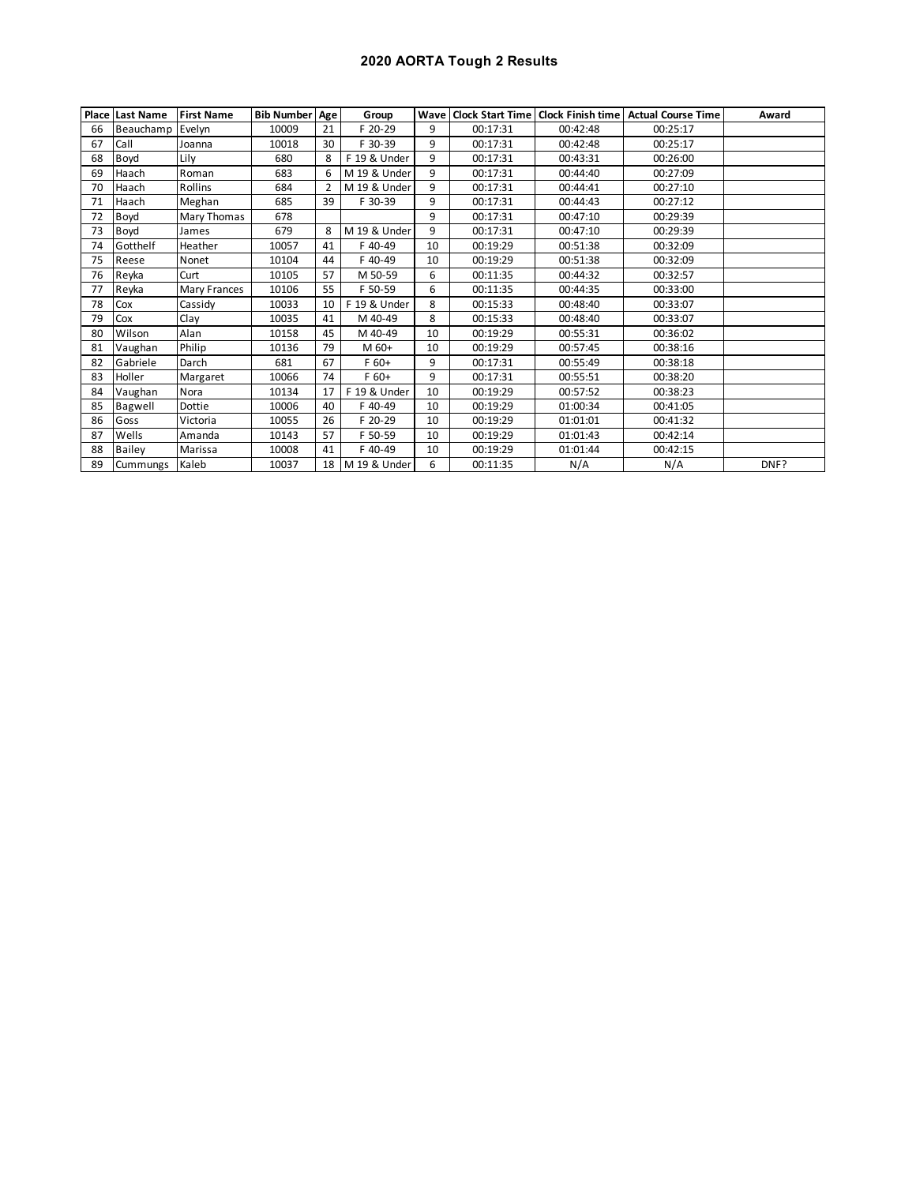# 2020 AORTA Tough 2 Results

| Place | Last Name | First Name | Bib Number | Age | Group | Wave | Clock Start Time | Clock Finish time | Actual Course Time | Award |
|---|---|---|---|---|---|---|---|---|---|---|
| 66 | Beauchamp | Evelyn | 10009 | 21 | F 20-29 | 9 | 00:17:31 | 00:42:48 | 00:25:17 | |
| 67 | Call | Joanna | 10018 | 30 | F 30-39 | 9 | 00:17:31 | 00:42:48 | 00:25:17 | |
| 68 | Boyd | Lily | 680 | 8 | F 19 & Under | 9 | 00:17:31 | 00:43:31 | 00:26:00 | |
| 69 | Haach | Roman | 683 | 6 | M 19 & Under | 9 | 00:17:31 | 00:44:40 | 00:27:09 | |
| 70 | Haach | Rollins | 684 | 2 | M 19 & Under | 9 | 00:17:31 | 00:44:41 | 00:27:10 | |
| 71 | Haach | Meghan | 685 | 39 | F 30-39 | 9 | 00:17:31 | 00:44:43 | 00:27:12 | |
| 72 | Boyd | Mary Thomas | 678 | | | 9 | 00:17:31 | 00:47:10 | 00:29:39 | |
| 73 | Boyd | James | 679 | 8 | M 19 & Under | 9 | 00:17:31 | 00:47:10 | 00:29:39 | |
| 74 | Gotthelf | Heather | 10057 | 41 | F 40-49 | 10 | 00:19:29 | 00:51:38 | 00:32:09 | |
| 75 | Reese | Nonet | 10104 | 44 | F 40-49 | 10 | 00:19:29 | 00:51:38 | 00:32:09 | |
| 76 | Reyka | Curt | 10105 | 57 | M 50-59 | 6 | 00:11:35 | 00:44:32 | 00:32:57 | |
| 77 | Reyka | Mary Frances | 10106 | 55 | F 50-59 | 6 | 00:11:35 | 00:44:35 | 00:33:00 | |
| 78 | Cox | Cassidy | 10033 | 10 | F 19 & Under | 8 | 00:15:33 | 00:48:40 | 00:33:07 | |
| 79 | Cox | Clay | 10035 | 41 | M 40-49 | 8 | 00:15:33 | 00:48:40 | 00:33:07 | |
| 80 | Wilson | Alan | 10158 | 45 | M 40-49 | 10 | 00:19:29 | 00:55:31 | 00:36:02 | |
| 81 | Vaughan | Philip | 10136 | 79 | M 60+ | 10 | 00:19:29 | 00:57:45 | 00:38:16 | |
| 82 | Gabriele | Darch | 681 | 67 | F 60+ | 9 | 00:17:31 | 00:55:49 | 00:38:18 | |
| 83 | Holler | Margaret | 10066 | 74 | F 60+ | 9 | 00:17:31 | 00:55:51 | 00:38:20 | |
| 84 | Vaughan | Nora | 10134 | 17 | F 19 & Under | 10 | 00:19:29 | 00:57:52 | 00:38:23 | |
| 85 | Bagwell | Dottie | 10006 | 40 | F 40-49 | 10 | 00:19:29 | 01:00:34 | 00:41:05 | |
| 86 | Goss | Victoria | 10055 | 26 | F 20-29 | 10 | 00:19:29 | 01:01:01 | 00:41:32 | |
| 87 | Wells | Amanda | 10143 | 57 | F 50-59 | 10 | 00:19:29 | 01:01:43 | 00:42:14 | |
| 88 | Bailey | Marissa | 10008 | 41 | F 40-49 | 10 | 00:19:29 | 01:01:44 | 00:42:15 | |
| 89 | Cummungs | Kaleb | 10037 | 18 | M 19 & Under | 6 | 00:11:35 | N/A | N/A | DNF? |